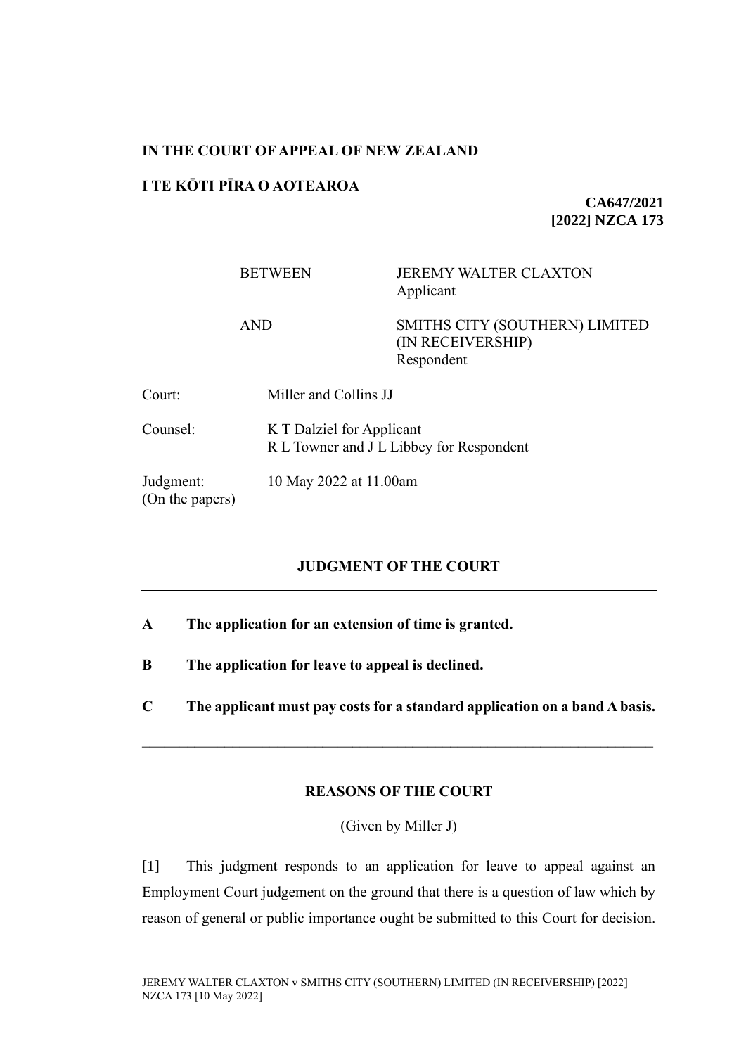**IN THE COURT OF APPEAL OF NEW ZEALAND**

**I TE KŌTI PĪRA O AOTEAROA**

**CA647/2021**
**[2022] NZCA 173**

| | | |
|---|---|---|
| BETWEEN | | JEREMY WALTER CLAXTON<br>Applicant |
| AND | | SMITHS CITY (SOUTHERN) LIMITED (IN RECEIVERSHIP)<br>Respondent |

| | |
|---|---|
| Court: | Miller and Collins JJ |
| Counsel: | K T Dalziel for Applicant<br>R L Towner and J L Libbey for Respondent |
| Judgment:<br>(On the papers) | 10 May 2022 at 11.00am |

---

## JUDGMENT OF THE COURT

---

**A The application for an extension of time is granted.**

**B The application for leave to appeal is declined.**

**C The applicant must pay costs for a standard application on a band A basis.**

---

## REASONS OF THE COURT

(Given by Miller J)

[1] This judgment responds to an application for leave to appeal against an Employment Court judgement on the ground that there is a question of law which by reason of general or public importance ought be submitted to this Court for decision.

JEREMY WALTER CLAXTON v SMITHS CITY (SOUTHERN) LIMITED (IN RECEIVERSHIP) [2022] NZCA 173 [10 May 2022]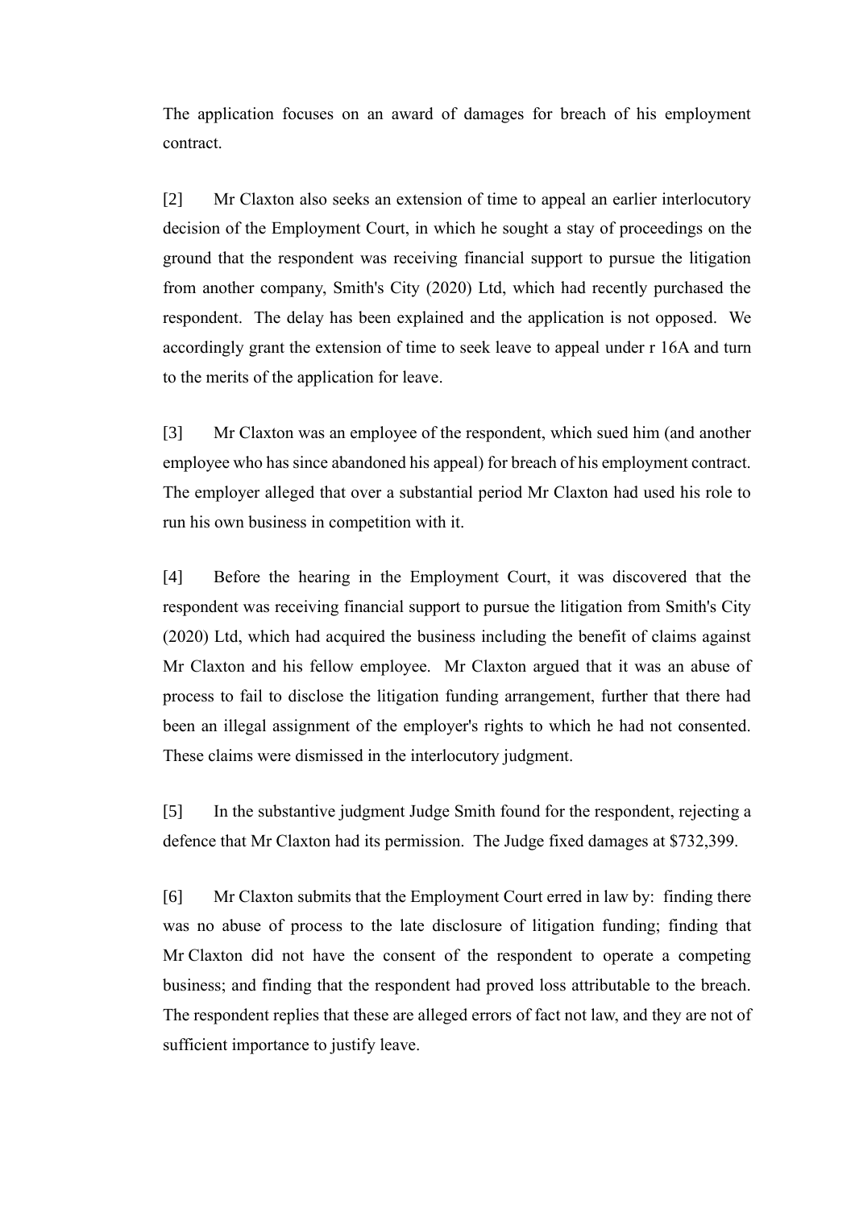The application focuses on an award of damages for breach of his employment contract.

[2] Mr Claxton also seeks an extension of time to appeal an earlier interlocutory decision of the Employment Court, in which he sought a stay of proceedings on the ground that the respondent was receiving financial support to pursue the litigation from another company, Smith's City (2020) Ltd, which had recently purchased the respondent. The delay has been explained and the application is not opposed. We accordingly grant the extension of time to seek leave to appeal under r 16A and turn to the merits of the application for leave.

[3] Mr Claxton was an employee of the respondent, which sued him (and another employee who has since abandoned his appeal) for breach of his employment contract. The employer alleged that over a substantial period Mr Claxton had used his role to run his own business in competition with it.

[4] Before the hearing in the Employment Court, it was discovered that the respondent was receiving financial support to pursue the litigation from Smith's City (2020) Ltd, which had acquired the business including the benefit of claims against Mr Claxton and his fellow employee. Mr Claxton argued that it was an abuse of process to fail to disclose the litigation funding arrangement, further that there had been an illegal assignment of the employer's rights to which he had not consented. These claims were dismissed in the interlocutory judgment.

[5] In the substantive judgment Judge Smith found for the respondent, rejecting a defence that Mr Claxton had its permission. The Judge fixed damages at $732,399.

[6] Mr Claxton submits that the Employment Court erred in law by: finding there was no abuse of process to the late disclosure of litigation funding; finding that Mr Claxton did not have the consent of the respondent to operate a competing business; and finding that the respondent had proved loss attributable to the breach. The respondent replies that these are alleged errors of fact not law, and they are not of sufficient importance to justify leave.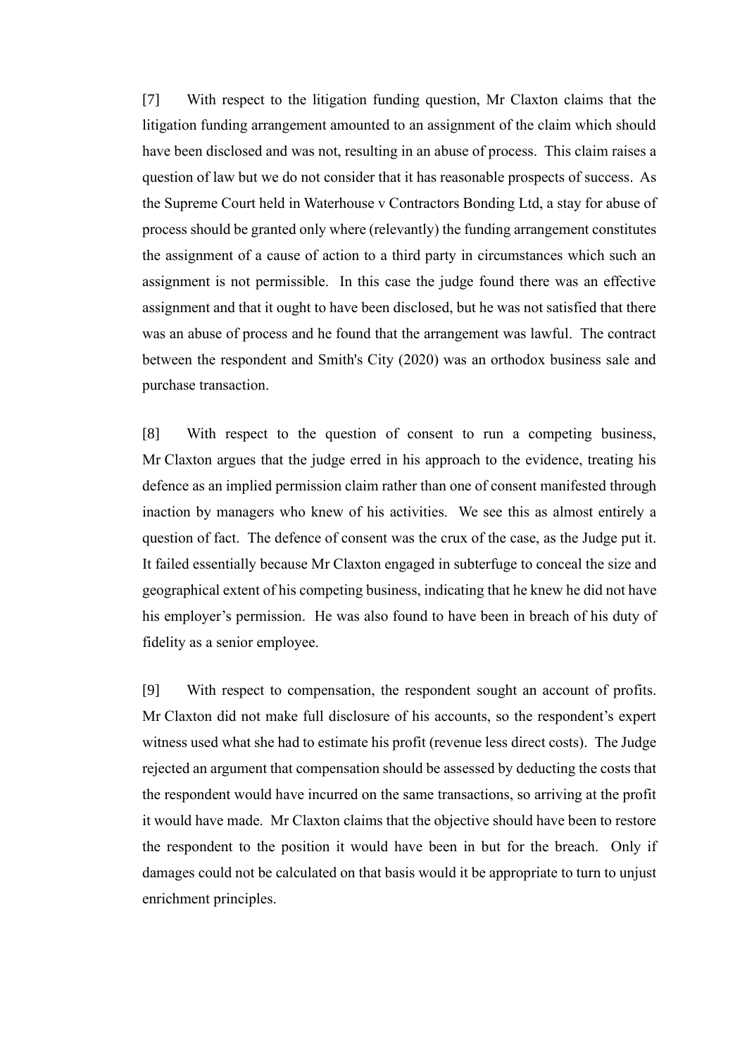[7] With respect to the litigation funding question, Mr Claxton claims that the litigation funding arrangement amounted to an assignment of the claim which should have been disclosed and was not, resulting in an abuse of process. This claim raises a question of law but we do not consider that it has reasonable prospects of success. As the Supreme Court held in Waterhouse v Contractors Bonding Ltd, a stay for abuse of process should be granted only where (relevantly) the funding arrangement constitutes the assignment of a cause of action to a third party in circumstances which such an assignment is not permissible. In this case the judge found there was an effective assignment and that it ought to have been disclosed, but he was not satisfied that there was an abuse of process and he found that the arrangement was lawful. The contract between the respondent and Smith's City (2020) was an orthodox business sale and purchase transaction.

[8] With respect to the question of consent to run a competing business, Mr Claxton argues that the judge erred in his approach to the evidence, treating his defence as an implied permission claim rather than one of consent manifested through inaction by managers who knew of his activities. We see this as almost entirely a question of fact. The defence of consent was the crux of the case, as the Judge put it. It failed essentially because Mr Claxton engaged in subterfuge to conceal the size and geographical extent of his competing business, indicating that he knew he did not have his employer's permission. He was also found to have been in breach of his duty of fidelity as a senior employee.

[9] With respect to compensation, the respondent sought an account of profits. Mr Claxton did not make full disclosure of his accounts, so the respondent's expert witness used what she had to estimate his profit (revenue less direct costs). The Judge rejected an argument that compensation should be assessed by deducting the costs that the respondent would have incurred on the same transactions, so arriving at the profit it would have made. Mr Claxton claims that the objective should have been to restore the respondent to the position it would have been in but for the breach. Only if damages could not be calculated on that basis would it be appropriate to turn to unjust enrichment principles.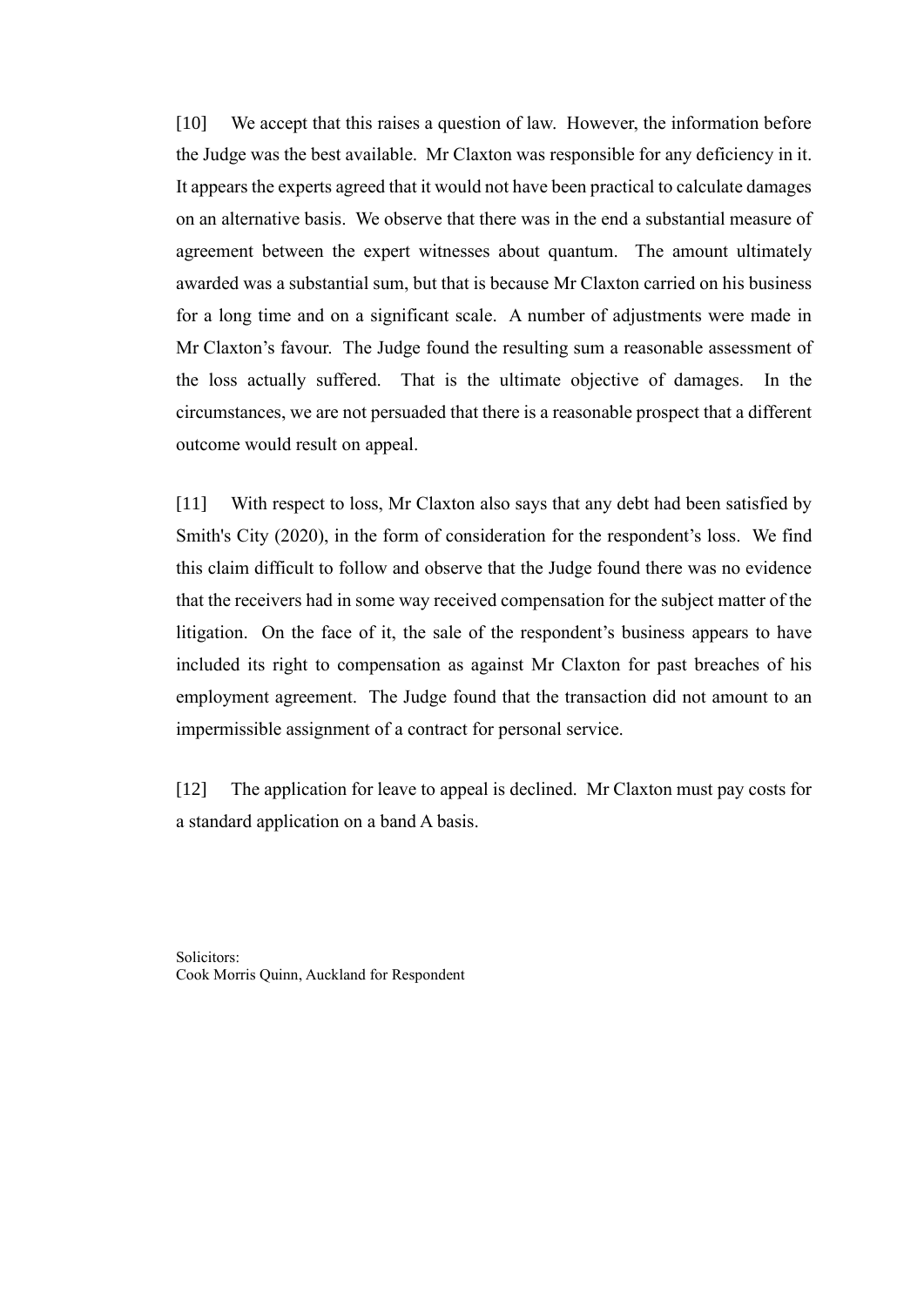[10] We accept that this raises a question of law. However, the information before the Judge was the best available. Mr Claxton was responsible for any deficiency in it. It appears the experts agreed that it would not have been practical to calculate damages on an alternative basis. We observe that there was in the end a substantial measure of agreement between the expert witnesses about quantum. The amount ultimately awarded was a substantial sum, but that is because Mr Claxton carried on his business for a long time and on a significant scale. A number of adjustments were made in Mr Claxton's favour. The Judge found the resulting sum a reasonable assessment of the loss actually suffered. That is the ultimate objective of damages. In the circumstances, we are not persuaded that there is a reasonable prospect that a different outcome would result on appeal.

[11] With respect to loss, Mr Claxton also says that any debt had been satisfied by Smith's City (2020), in the form of consideration for the respondent's loss. We find this claim difficult to follow and observe that the Judge found there was no evidence that the receivers had in some way received compensation for the subject matter of the litigation. On the face of it, the sale of the respondent's business appears to have included its right to compensation as against Mr Claxton for past breaches of his employment agreement. The Judge found that the transaction did not amount to an impermissible assignment of a contract for personal service.

[12] The application for leave to appeal is declined. Mr Claxton must pay costs for a standard application on a band A basis.

Solicitors:
Cook Morris Quinn, Auckland for Respondent